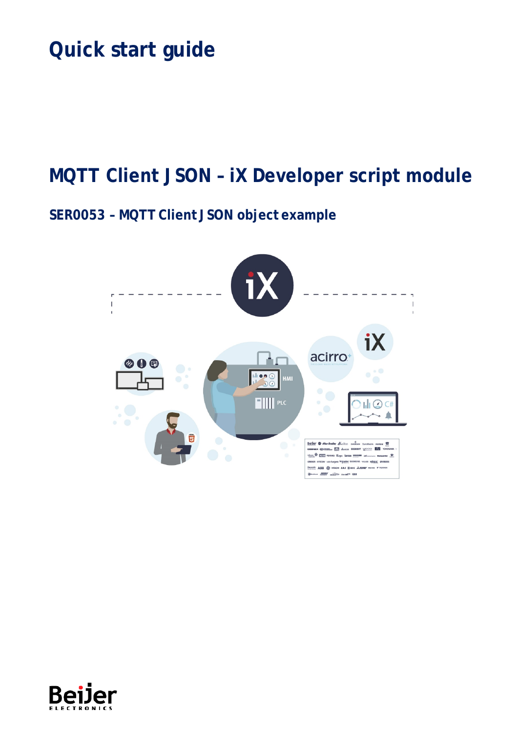# Quick start guide

# MQTT Client JSON – iX Developer script module

## SER0053 – MQTT Client JSON object example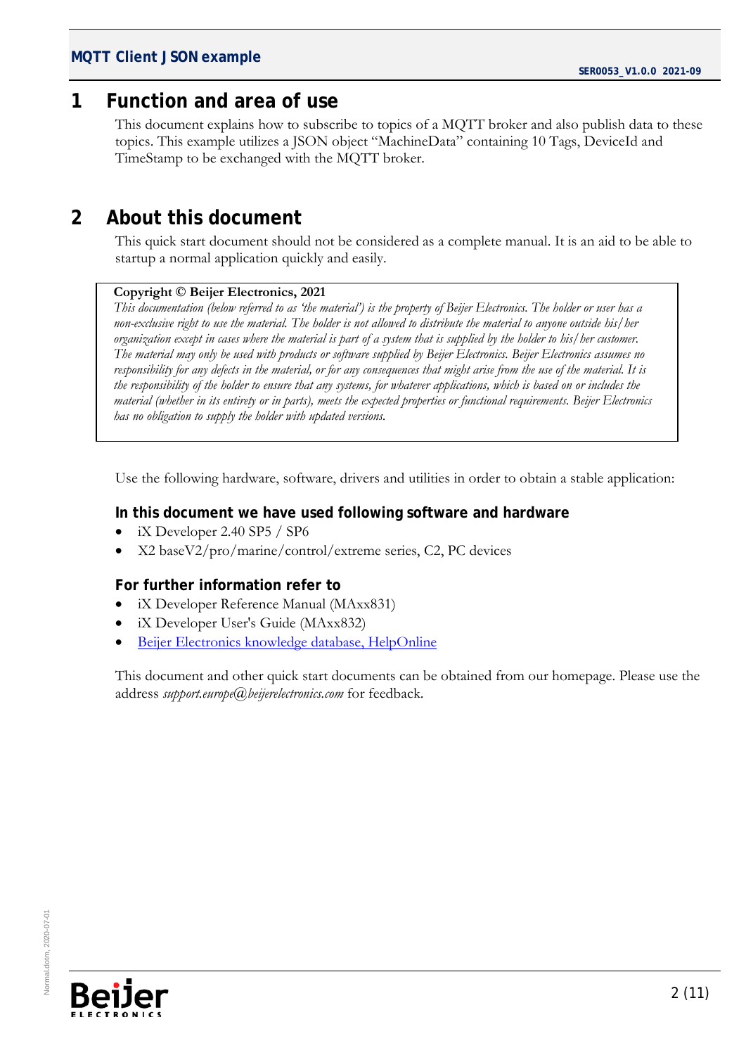# 1 Function and area of use

This document explains how to subscribe to topics of a MQTT broker and also publish data to these topics. This example utilizes a JSON object "MachineData" containing 10 Tags, DeviceId and TimeStamp to be exchanged with the MQTT broker.

# 2 About this document

This quick start document should not be considered as a complete manual. It is an aid to be able to startup a normal application quickly and easily.

**Copyright © Beijer Electronics, 2021**

*This documentation (below referred to as 'the material') is the property of Beijer Electronics. The holder or user has a non-exclusive right to use the material. The holder is not allowed to distribute the material to anyone outside his/her organization except in cases where the material is part of a system that is supplied by the holder to his/her customer. The material may only be used with products or software supplied by Beijer Electronics. Beijer Electronics assumes no responsibility for any defects in the material, or for any consequences that might arise from the use of the material. It is the responsibility of the holder to ensure that any systems, for whatever applications, which is based on or includes the material (whether in its entirety or in parts), meets the expected properties or functional requirements. Beijer Electronics has no obligation to supply the holder with updated versions.*

Use the following hardware, software, drivers and utilities in order to obtain a stable application:

### In this document we have used following software and hardware

- iX Developer 2.40 SP5 / SP6
- X2 baseV2/pro/marine/control/extreme series, C2, PC devices

### For further information refer to

- iX Developer Reference Manual (MAxx831)
- iX Developer User's Guide (MAxx832)
- Beijer Electronics knowledge database, HelpOnline

This document and other quick start documents can be obtained from our homepage. Please use the address *support.europe@beijerelectronics.com* for feedback.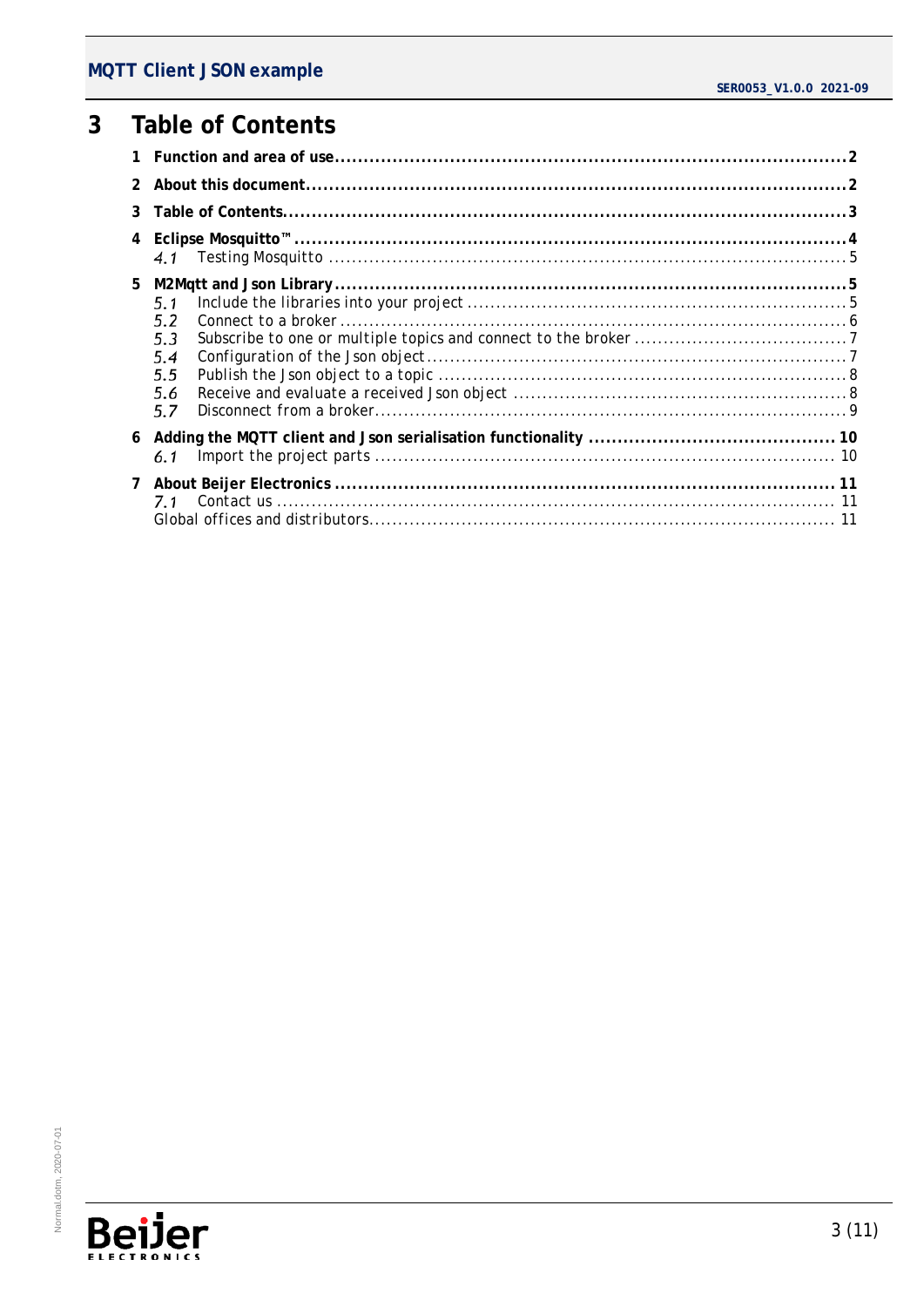# 3 Table of Contents

1 Function and area of use ........................................................................................ 2

2 About this document ............................................................................................. 2

3 Table of Contents ................................................................................................. 3

4 Eclipse Mosquitto™ ................................................................................................ 4
   - 4.1 Testing Mosquitto ........................................................................................ 5

5 M2Mqtt and Json Library ........................................................................................ 5
   - 5.1 Include the libraries into your project ............................................................ 5
   - 5.2 Connect to a broker ..................................................................................... 6
   - 5.3 Subscribe to one or multiple topics and connect to the broker ............................ 7
   - 5.4 Configuration of the Json object ..................................................................... 7
   - 5.5 Publish the Json object to a topic ................................................................... 8
   - 5.6 Receive and evaluate a received Json object .................................................... 8
   - 5.7 Disconnect from a broker .............................................................................. 9

6 Adding the MQTT client and Json serialisation functionality ........................................ 10
   - 6.1 Import the project parts .............................................................................. 10

7 About Beijer Electronics ........................................................................................ 11
   - 7.1 Contact us ................................................................................................ 11
   - Global offices and distributors ........................................................................... 11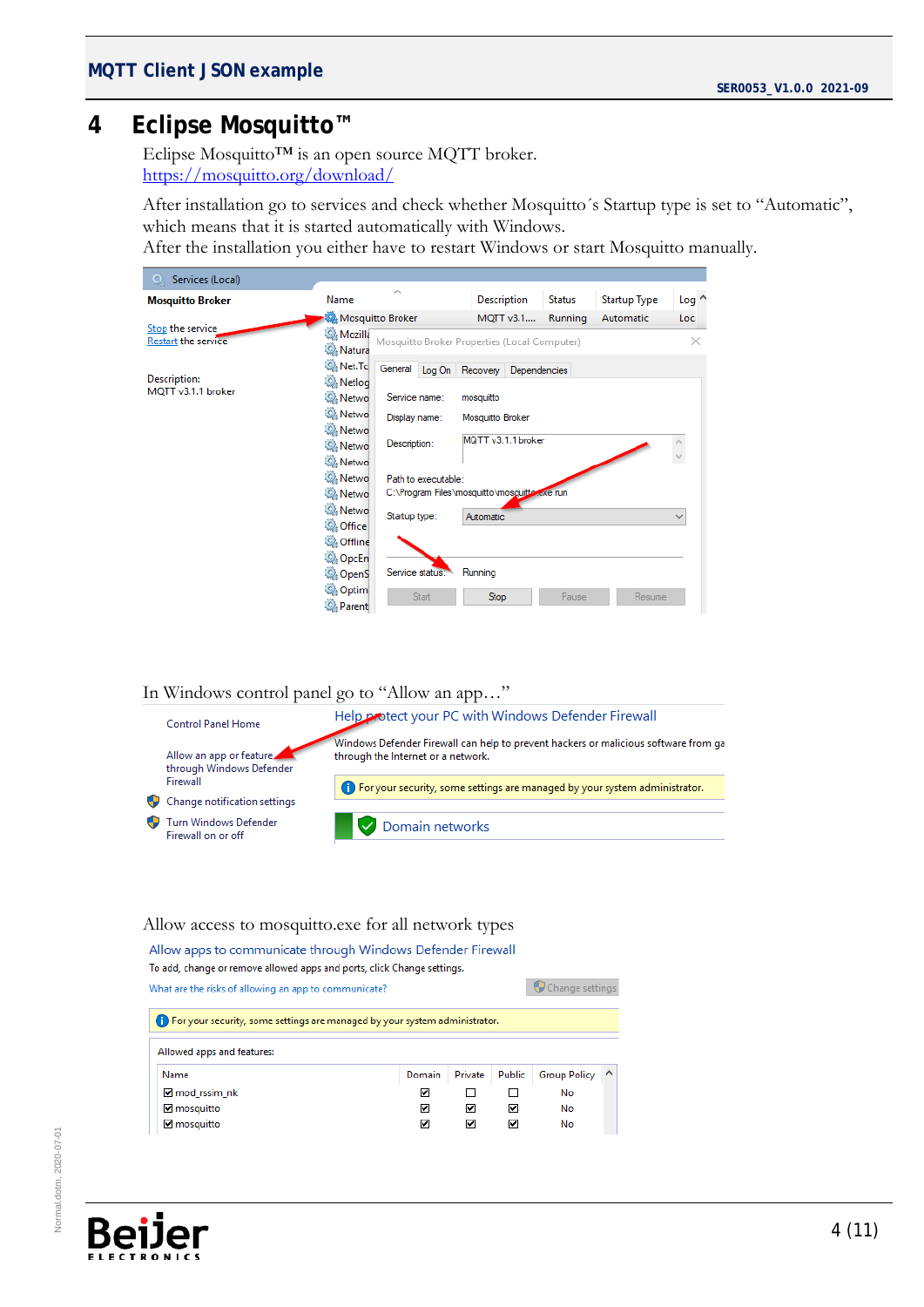# 4 Eclipse Mosquitto™

Eclipse Mosquitto™ is an open source MQTT broker.
https://mosquitto.org/download/

After installation go to services and check whether Mosquitto´s Startup type is set to "Automatic", which means that it is started automatically with Windows.
After the installation you either have to restart Windows or start Mosquitto manually.

In Windows control panel go to "Allow an app…"

Allow access to mosquitto.exe for all network types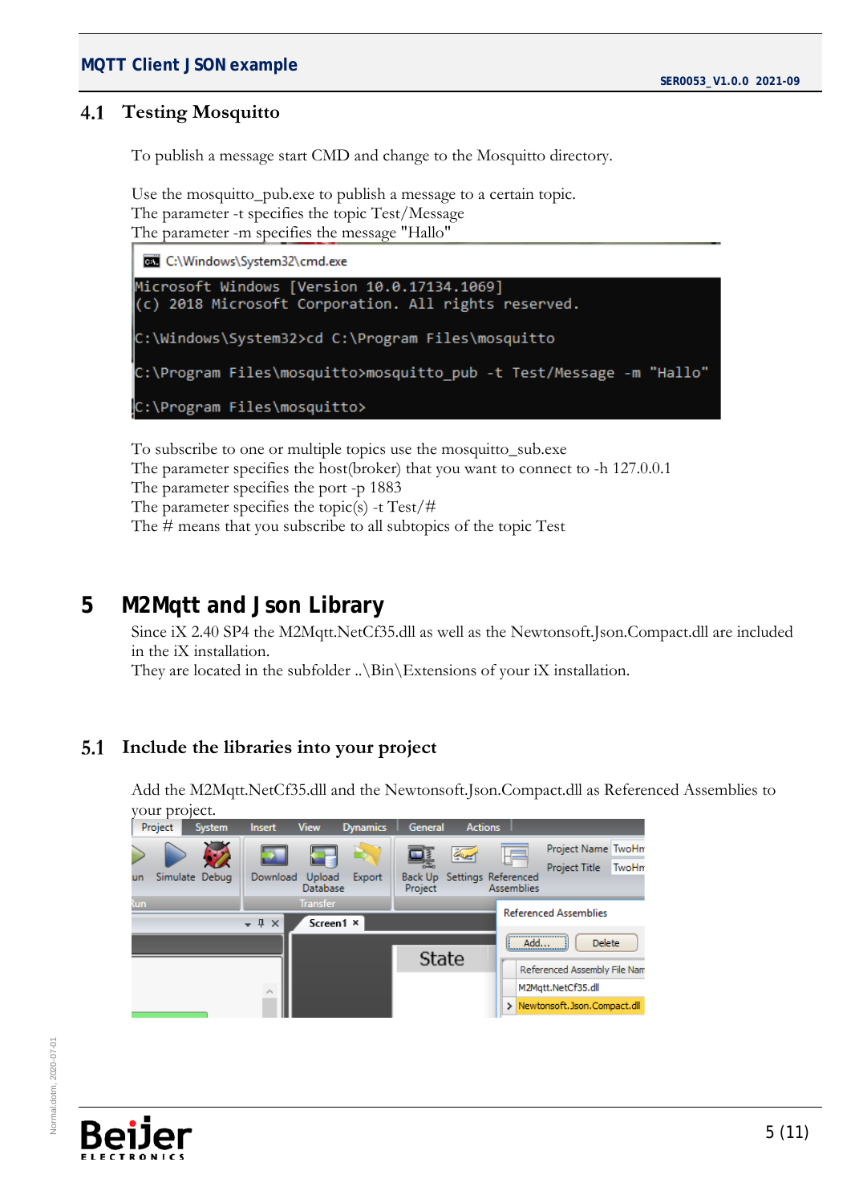## 4.1 Testing Mosquitto

To publish a message start CMD and change to the Mosquitto directory.

Use the mosquitto_pub.exe to publish a message to a certain topic.
The parameter -t specifies the topic Test/Message
The parameter -m specifies the message "Hallo"

```
C:\Windows\System32\cmd.exe
Microsoft Windows [Version 10.0.17134.1069]
(c) 2018 Microsoft Corporation. All rights reserved.

C:\Windows\System32>cd C:\Program Files\mosquitto

C:\Program Files\mosquitto>mosquitto_pub -t Test/Message -m "Hallo"

C:\Program Files\mosquitto>
```

To subscribe to one or multiple topics use the mosquitto_sub.exe
The parameter specifies the host(broker) that you want to connect to -h 127.0.0.1
The parameter specifies the port -p 1883
The parameter specifies the topic(s) -t Test/#
The # means that you subscribe to all subtopics of the topic Test

# 5 M2Mqtt and Json Library

Since iX 2.40 SP4 the M2Mqtt.NetCf35.dll as well as the Newtonsoft.Json.Compact.dll are included in the iX installation.
They are located in the subfolder ..\Bin\Extensions of your iX installation.

## 5.1 Include the libraries into your project

Add the M2Mqtt.NetCf35.dll and the Newtonsoft.Json.Compact.dll as Referenced Assemblies to your project.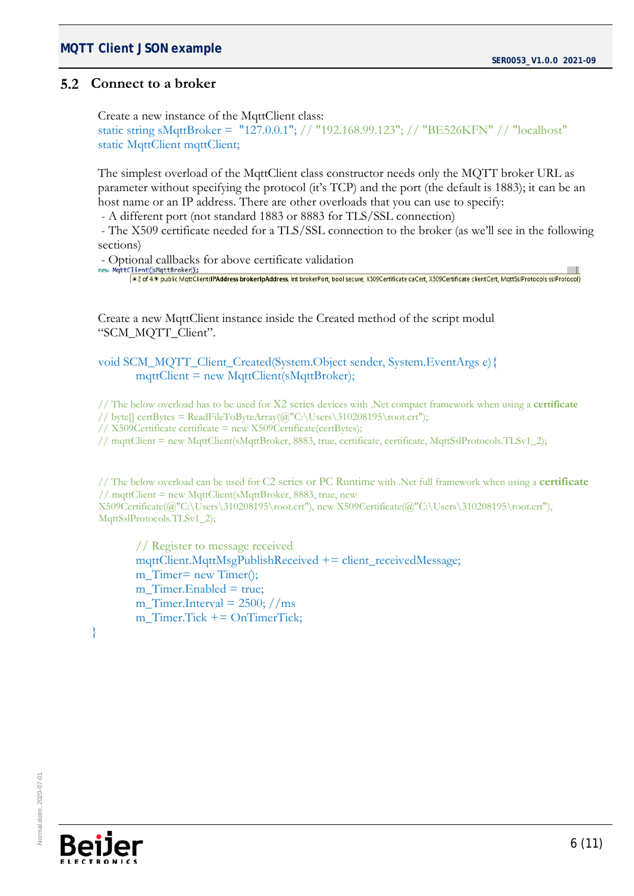## 5.2 Connect to a broker

Create a new instance of the MqttClient class:

```
static string sMqttBroker =  "127.0.0.1"; // "192.168.99.123"; // "BE526KFN" // "localhost"
static MqttClient mqttClient;
```

The simplest overload of the MqttClient class constructor needs only the MQTT broker URL as parameter without specifying the protocol (it's TCP) and the port (the default is 1883); it can be an host name or an IP address. There are other overloads that you can use to specify:

- A different port (not standard 1883 or 8883 for TLS/SSL connection)
- The X509 certificate needed for a TLS/SSL connection to the broker (as we'll see in the following sections)
- Optional callbacks for above certificate validation

```
new MqttClient(sMqttBroker);
2 of 4 public MqttClient(IPAddress brokerIpAddress, int brokerPort, bool secure, X509Certificate caCert, X509Certificate clientCert, MqttSslProtocols sslProtocol)
```

Create a new MqttClient instance inside the Created method of the script modul "SCM_MQTT_Client".

```
void SCM_MQTT_Client_Created(System.Object sender, System.EventArgs e){
        mqttClient = new MqttClient(sMqttBroker);

// The below overload has to be used for X2 series devices with .Net compact framework when using a certificate
// byte[] certBytes = ReadFileToByteArray(@"C:\Users\310208195\root.crt");
// X509Certificate certificate = new X509Certificate(certBytes);
// mqttClient = new MqttClient(sMqttBroker, 8883, true, certificate, certificate, MqttSslProtocols.TLSv1_2);


// The below overload can be used for C2 series or PC Runtime with .Net full framework when using a certificate
// mqttClient = new MqttClient(sMqttBroker, 8883, true, new
X509Certificate(@"C:\Users\310208195\root.crt"), new X509Certificate(@"C:\Users\310208195\root.crt"),
MqttSslProtocols.TLSv1_2);

        // Register to message received
        mqttClient.MqttMsgPublishReceived += client_receivedMessage;
        m_Timer= new Timer();
        m_Timer.Enabled = true;
        m_Timer.Interval = 2500; //ms
        m_Timer.Tick += OnTimerTick;
}
```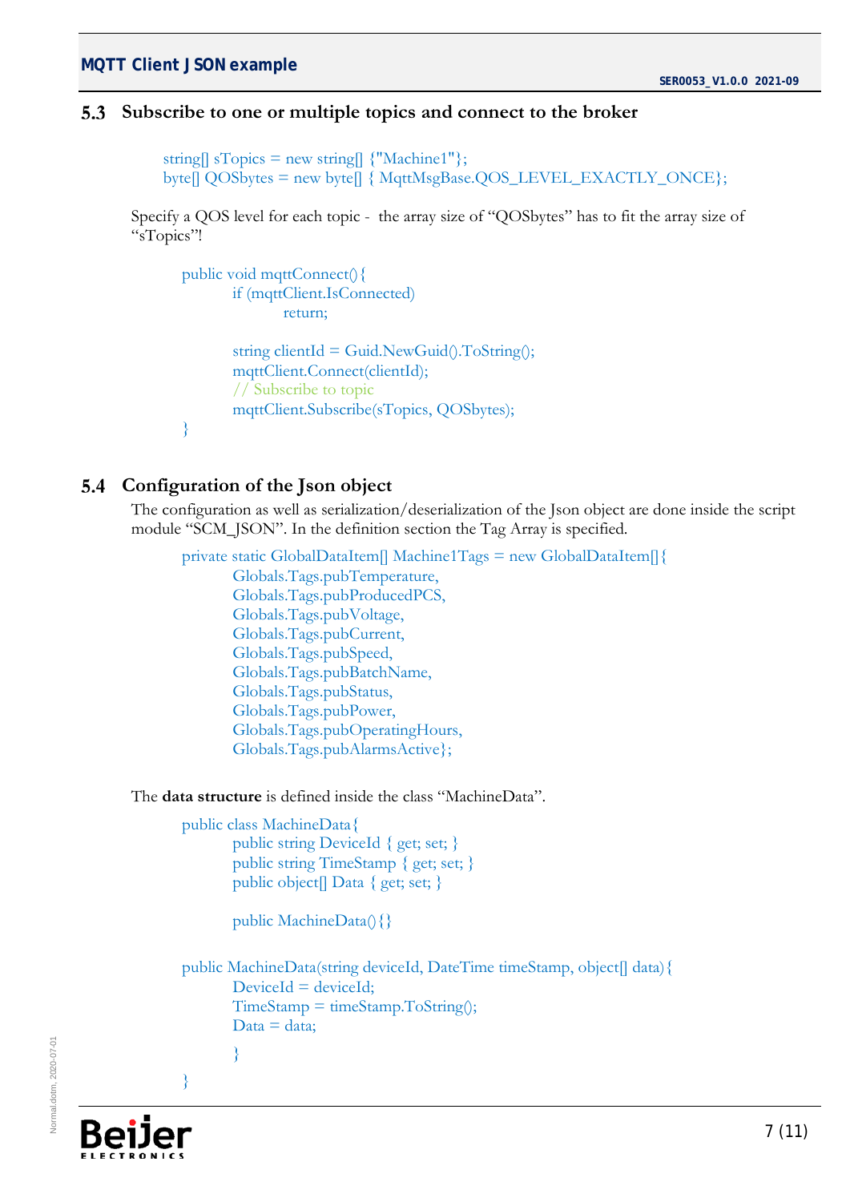### 5.3 Subscribe to one or multiple topics and connect to the broker

```
string[] sTopics = new string[] {"Machine1"};
byte[] QOSbytes = new byte[] { MqttMsgBase.QOS_LEVEL_EXACTLY_ONCE};
```

Specify a QOS level for each topic - the array size of "QOSbytes" has to fit the array size of "sTopics"!

```
public void mqttConnect(){
        if (mqttClient.IsConnected)
                return;

        string clientId = Guid.NewGuid().ToString();
        mqttClient.Connect(clientId);
        // Subscribe to topic
        mqttClient.Subscribe(sTopics, QOSbytes);
}
```

### 5.4 Configuration of the Json object

The configuration as well as serialization/deserialization of the Json object are done inside the script module "SCM_JSON". In the definition section the Tag Array is specified.

```
private static GlobalDataItem[] Machine1Tags = new GlobalDataItem[]{
        Globals.Tags.pubTemperature,
        Globals.Tags.pubProducedPCS,
        Globals.Tags.pubVoltage,
        Globals.Tags.pubCurrent,
        Globals.Tags.pubSpeed,
        Globals.Tags.pubBatchName,
        Globals.Tags.pubStatus,
        Globals.Tags.pubPower,
        Globals.Tags.pubOperatingHours,
        Globals.Tags.pubAlarmsActive};
```

The **data structure** is defined inside the class "MachineData".

```
public class MachineData{
        public string DeviceId { get; set; }
        public string TimeStamp { get; set; }
        public object[] Data { get; set; }

        public MachineData(){}

public MachineData(string deviceId, DateTime timeStamp, object[] data){
        DeviceId = deviceId;
        TimeStamp = timeStamp.ToString();
        Data = data;
        }
}
```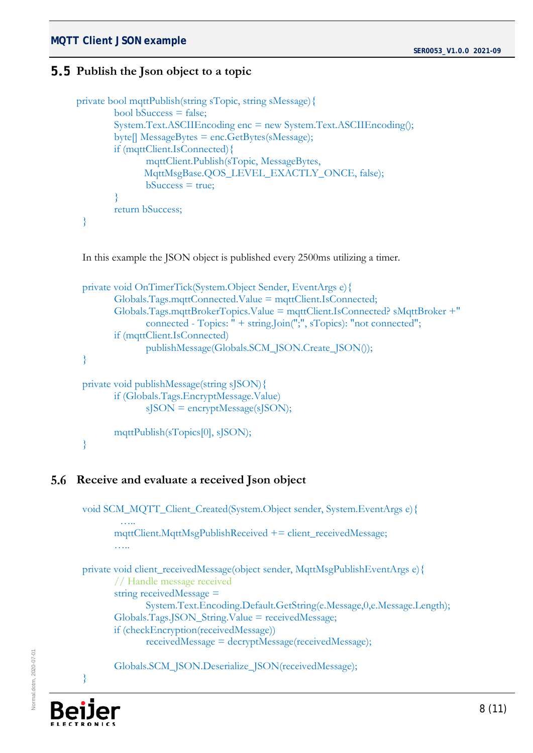## 5.5 Publish the Json object to a topic

```
private bool mqttPublish(string sTopic, string sMessage){
        bool bSuccess = false;
        System.Text.ASCIIEncoding enc = new System.Text.ASCIIEncoding();
        byte[] MessageBytes = enc.GetBytes(sMessage);
        if (mqttClient.IsConnected){
                mqttClient.Publish(sTopic, MessageBytes,
                MqttMsgBase.QOS_LEVEL_EXACTLY_ONCE, false);
                bSuccess = true;
        }
        return bSuccess;
}
```

In this example the JSON object is published every 2500ms utilizing a timer.

```
private void OnTimerTick(System.Object Sender, EventArgs e){
        Globals.Tags.mqttConnected.Value = mqttClient.IsConnected;
        Globals.Tags.mqttBrokerTopics.Value = mqttClient.IsConnected? sMqttBroker +"
                connected - Topics: " + string.Join(";", sTopics): "not connected";
        if (mqttClient.IsConnected)
                publishMessage(Globals.SCM_JSON.Create_JSON());
}

private void publishMessage(string sJSON){
        if (Globals.Tags.EncryptMessage.Value)
                sJSON = encryptMessage(sJSON);

        mqttPublish(sTopics[0], sJSON);
}
```

## 5.6 Receive and evaluate a received Json object

```
void SCM_MQTT_Client_Created(System.Object sender, System.EventArgs e){
        …..
        mqttClient.MqttMsgPublishReceived += client_receivedMessage;
        …..

private void client_receivedMessage(object sender, MqttMsgPublishEventArgs e){
        // Handle message received
        string receivedMessage =
                System.Text.Encoding.Default.GetString(e.Message,0,e.Message.Length);
        Globals.Tags.JSON_String.Value = receivedMessage;
        if (checkEncryption(receivedMessage))
                receivedMessage = decryptMessage(receivedMessage);

        Globals.SCM_JSON.Deserialize_JSON(receivedMessage);
}
```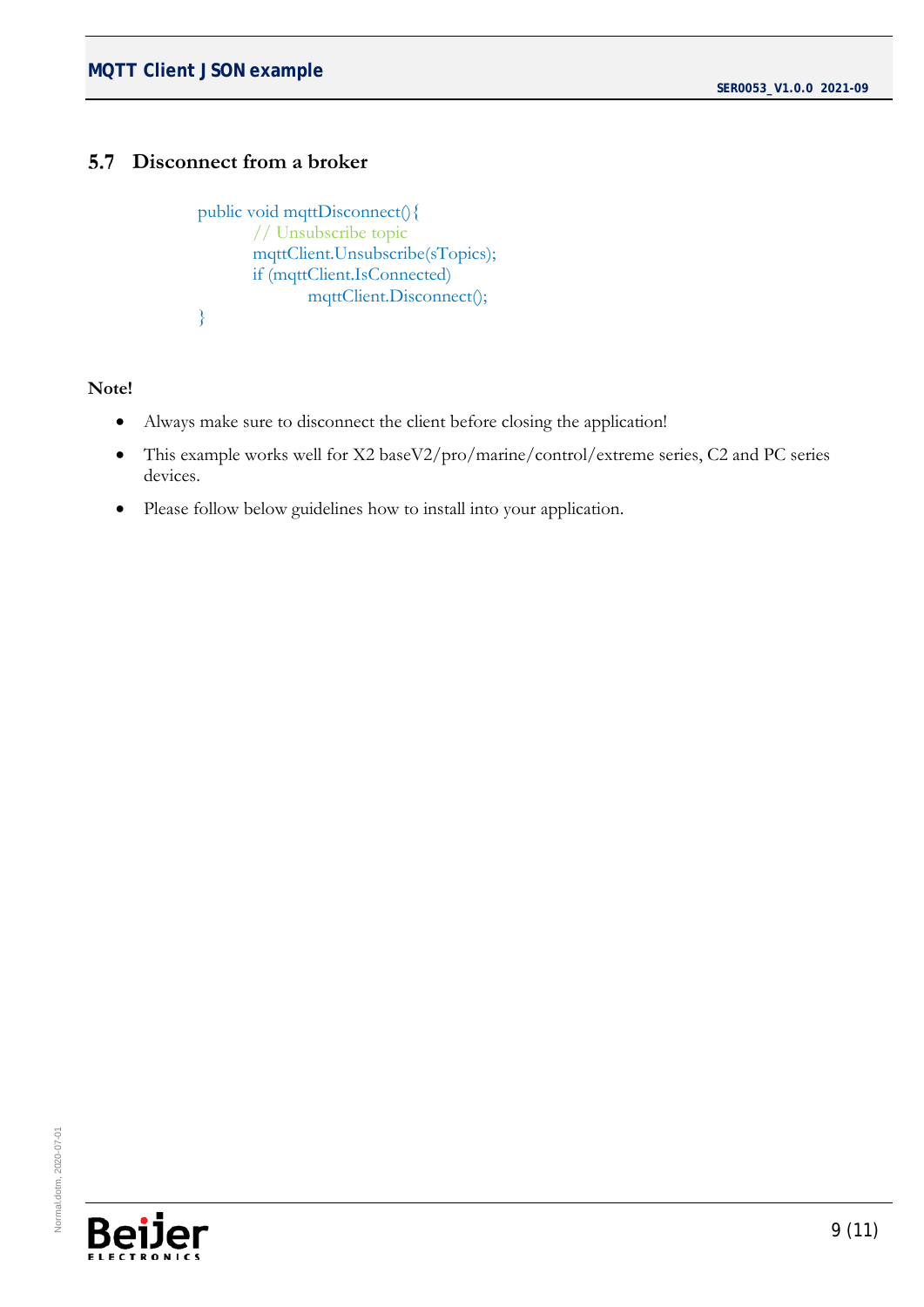## 5.7 Disconnect from a broker

```
public void mqttDisconnect(){
        // Unsubscribe topic
        mqttClient.Unsubscribe(sTopics);
        if (mqttClient.IsConnected)
                mqttClient.Disconnect();
}
```

**Note!**

- Always make sure to disconnect the client before closing the application!
- This example works well for X2 baseV2/pro/marine/control/extreme series, C2 and PC series devices.
- Please follow below guidelines how to install into your application.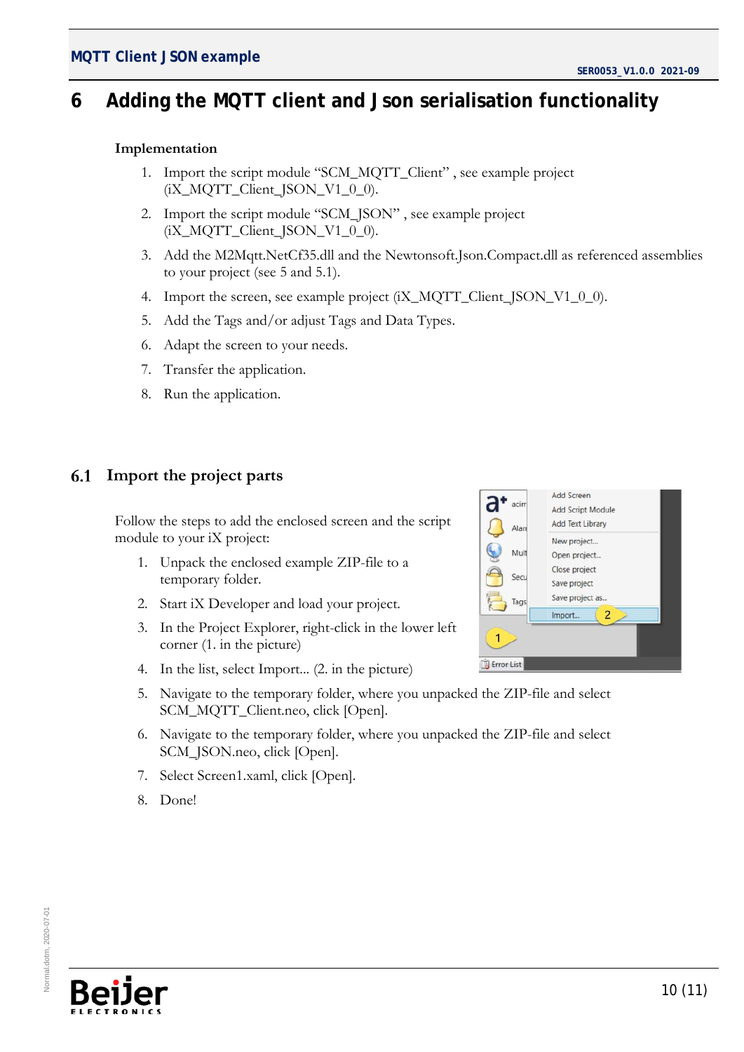# 6 Adding the MQTT client and Json serialisation functionality

**Implementation**

1. Import the script module “SCM_MQTT_Client” , see example project (iX_MQTT_Client_JSON_V1_0_0).
2. Import the script module “SCM_JSON” , see example project (iX_MQTT_Client_JSON_V1_0_0).
3. Add the M2Mqtt.NetCf35.dll and the Newtonsoft.Json.Compact.dll as referenced assemblies to your project (see 5 and 5.1).
4. Import the screen, see example project (iX_MQTT_Client_JSON_V1_0_0).
5. Add the Tags and/or adjust Tags and Data Types.
6. Adapt the screen to your needs.
7. Transfer the application.
8. Run the application.

## 6.1 Import the project parts

Follow the steps to add the enclosed screen and the script module to your iX project:

1. Unpack the enclosed example ZIP-file to a temporary folder.
2. Start iX Developer and load your project.
3. In the Project Explorer, right-click in the lower left corner (1. in the picture)
4. In the list, select Import... (2. in the picture)
5. Navigate to the temporary folder, where you unpacked the ZIP-file and select SCM_MQTT_Client.neo, click [Open].
6. Navigate to the temporary folder, where you unpacked the ZIP-file and select SCM_JSON.neo, click [Open].
7. Select Screen1.xaml, click [Open].
8. Done!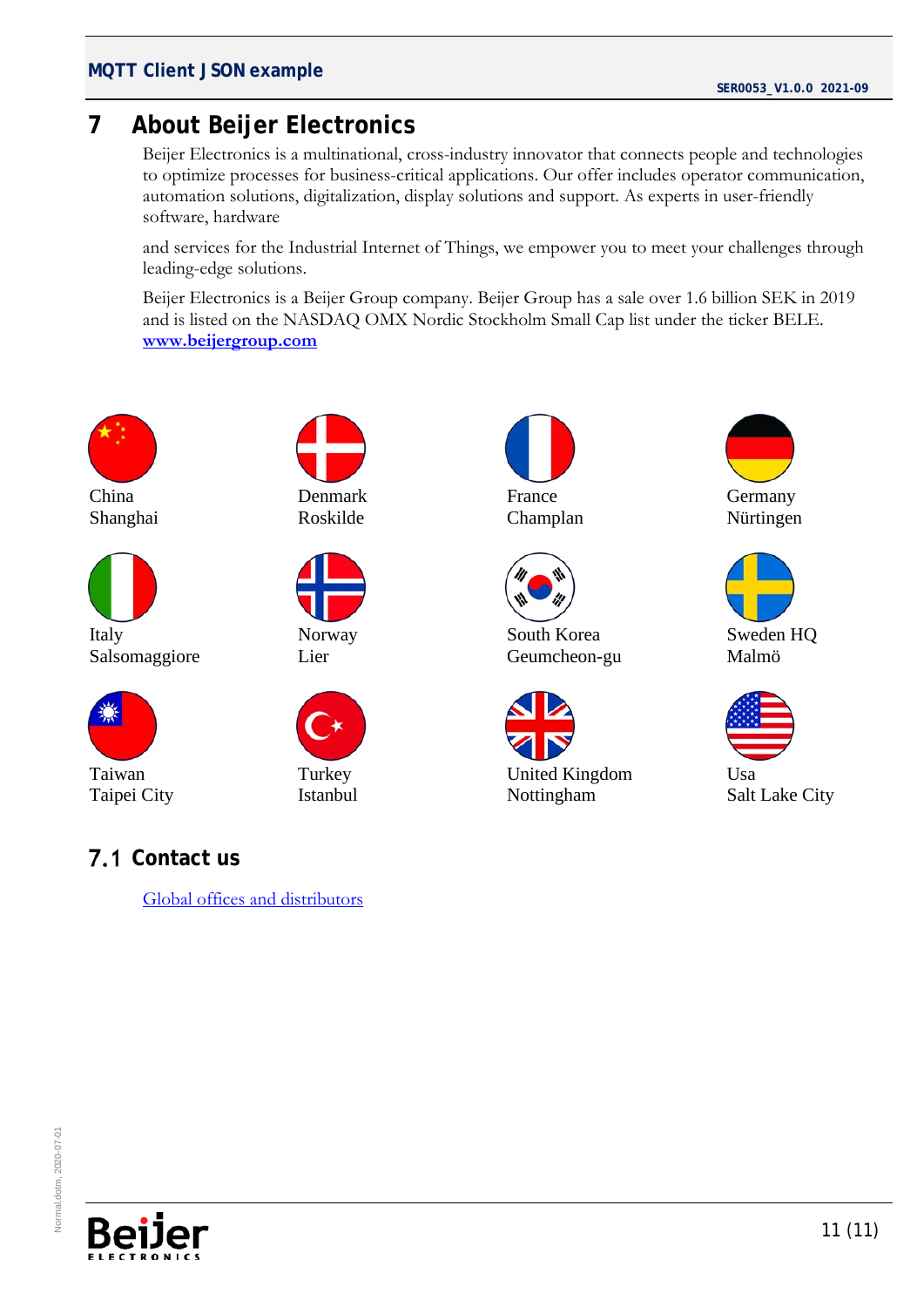# 7 About Beijer Electronics

Beijer Electronics is a multinational, cross-industry innovator that connects people and technologies to optimize processes for business-critical applications. Our offer includes operator communication, automation solutions, digitalization, display solutions and support. As experts in user-friendly software, hardware

and services for the Industrial Internet of Things, we empower you to meet your challenges through leading-edge solutions.

Beijer Electronics is a Beijer Group company. Beijer Group has a sale over 1.6 billion SEK in 2019 and is listed on the NASDAQ OMX Nordic Stockholm Small Cap list under the ticker BELE. **[www.beijergroup.com](www.beijergroup.com)**

China
Shanghai

Denmark
Roskilde

France
Champlan

Germany
Nürtingen

Italy
Salsomaggiore

Norway
Lier

South Korea
Geumcheon-gu

Sweden HQ
Malmö

Taiwan
Taipei City

Turkey
Istanbul

United Kingdom
Nottingham

Usa
Salt Lake City

## 7.1 Contact us

Global offices and distributors